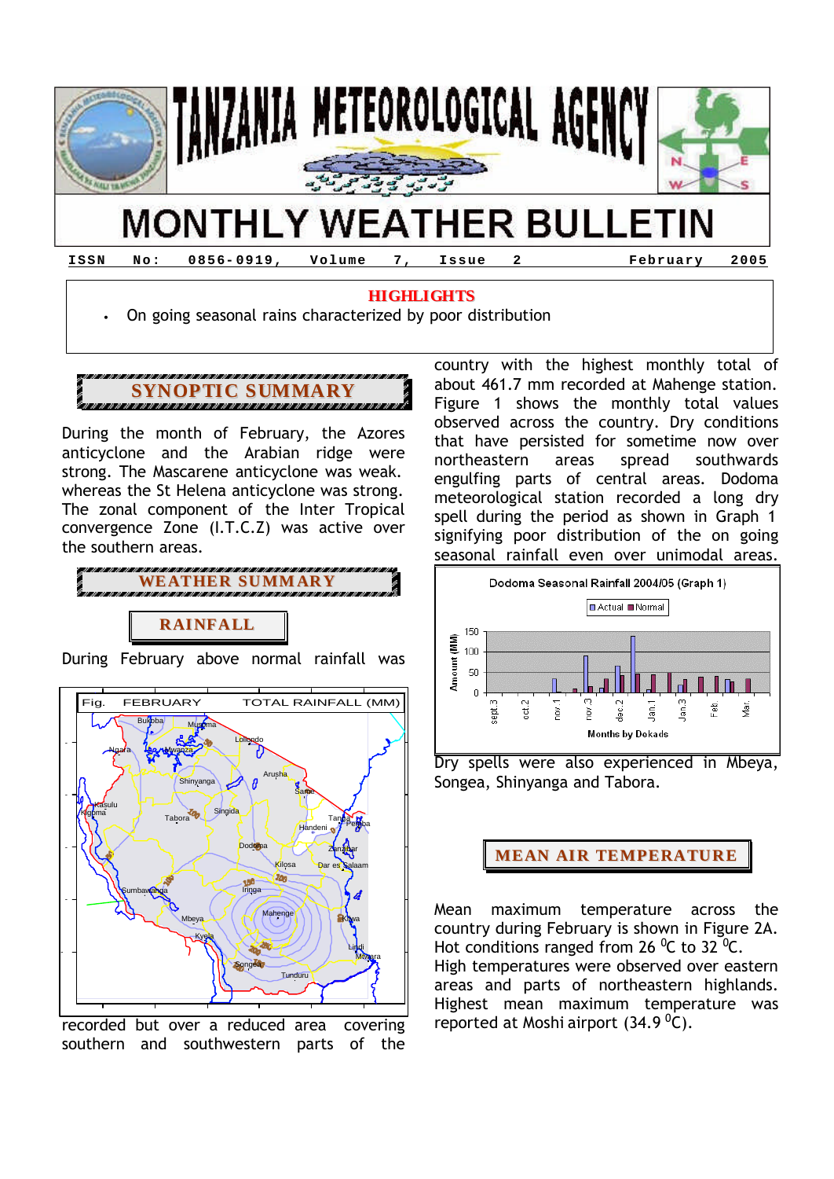# TANZANIA METEOROLOGICAL AGENCY

# MONTHLY WEATHER BULLETIN

ISSN No: 0856-0919, Volume 7, Issue 2 February 2005

**HIGHLIGHTS**

- On going seasonal rains characterized by poor distribution

## SYNOPTIC SUMMARY

During the month of February, the Azores anticyclone and the Arabian ridge were strong. The Mascarene anticyclone was weak. whereas the St Helena anticyclone was strong. The zonal component of the Inter Tropical convergence Zone (I.T.C.Z) was active over the southern areas.

## WEATHER SUMMARY

### RAINFALL

During February above normal rainfall was recorded but over a reduced area covering southern and southwestern parts of the country with the highest monthly total of about 461.7 mm recorded at Mahenge station. Figure 1 shows the monthly total values observed across the country. Dry conditions that have persisted for sometime now over northeastern areas spread southwards engulfing parts of central areas. Dodoma meteorological station recorded a long dry spell during the period as shown in Graph 1 signifying poor distribution of the on going seasonal rainfall even over unimodal areas.

Fig. FEBRUARY TOTAL RAINFALL (MM)

Dodoma Seasonal Rainfall 2004/05 (Graph 1)

Dry spells were also experienced in Mbeya, Songea, Shinyanga and Tabora.

## MEAN AIR TEMPERATURE

Mean maximum temperature across the country during February is shown in Figure 2A. Hot conditions ranged from 26 $^0$C to 32 $^0$C. High temperatures were observed over eastern areas and parts of northeastern highlands. Highest mean maximum temperature was reported at Moshi airport (34.9 $^0$C).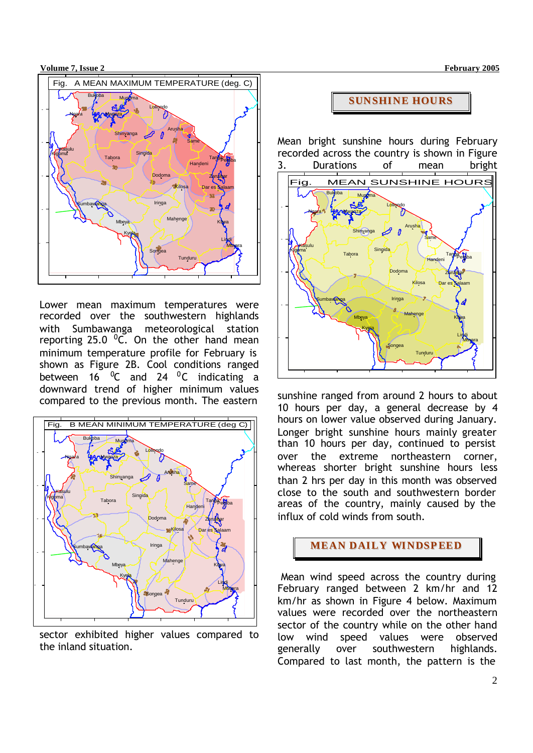Fig. A MEAN MAXIMUM TEMPERATURE (deg. C)

Lower mean maximum temperatures were recorded over the southwestern highlands with Sumbawanga meteorological station reporting 25.0 $^0$C. On the other hand mean minimum temperature profile for February is shown as Figure 2B. Cool conditions ranged between 16 $^0$C and 24 $^0$C indicating a downward trend of higher minimum values compared to the previous month. The eastern sector exhibited higher values compared to the inland situation.

Fig. B MEAN MINIMUM TEMPERATURE (deg C)

## SUNSHINE HOURS

Mean bright sunshine hours during February recorded across the country is shown in Figure 3. Durations of mean bright sunshine ranged from around 2 hours to about 10 hours per day, a general decrease by 4 hours on lower value observed during January. Longer bright sunshine hours mainly greater than 10 hours per day, continued to persist over the extreme northeastern corner, whereas shorter bright sunshine hours less than 2 hrs per day in this month was observed close to the south and southwestern border areas of the country, mainly caused by the influx of cold winds from south.

Fig. MEAN SUNSHINE HOURS

## MEAN DAILY WINDSPEED

Mean wind speed across the country during February ranged between 2 km/hr and 12 km/hr as shown in Figure 4 below. Maximum values were recorded over the northeastern sector of the country while on the other hand low wind speed values were observed generally over southwestern highlands. Compared to last month, the pattern is the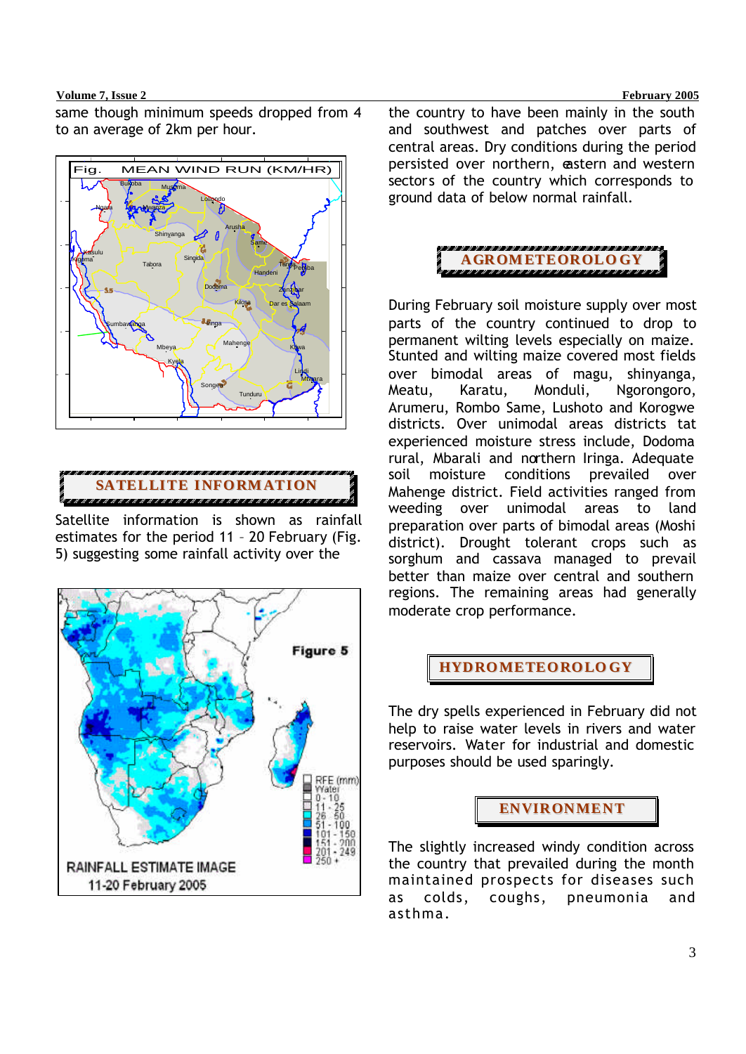same though minimum speeds dropped from 4 to an average of 2km per hour.

## SATELLITE INFORMATION

Satellite information is shown as rainfall estimates for the period 11 – 20 February (Fig. 5) suggesting some rainfall activity over the country to have been mainly in the south and southwest and patches over parts of central areas. Dry conditions during the period persisted over northern, eastern and western sectors of the country which corresponds to ground data of below normal rainfall.

## AGROMETEOROLOGY

During February soil moisture supply over most parts of the country continued to drop to permanent wilting levels especially on maize. Stunted and wilting maize covered most fields over bimodal areas of magu, shinyanga, Meatu, Karatu, Monduli, Ngorongoro, Arumeru, Rombo Same, Lushoto and Korogwe districts. Over unimodal areas districts tat experienced moisture stress include, Dodoma rural, Mbarali and northern Iringa. Adequate soil moisture conditions prevailed over Mahenge district. Field activities ranged from weeding over unimodal areas to land preparation over parts of bimodal areas (Moshi district). Drought tolerant crops such as sorghum and cassava managed to prevail better than maize over central and southern regions. The remaining areas had generally moderate crop performance.

## HYDROMETEOROLOGY

The dry spells experienced in February did not help to raise water levels in rivers and water reservoirs. Water for industrial and domestic purposes should be used sparingly.

## ENVIRONMENT

The slightly increased windy condition across the country that prevailed during the month maintained prospects for diseases such as colds, coughs, pneumonia and asthma.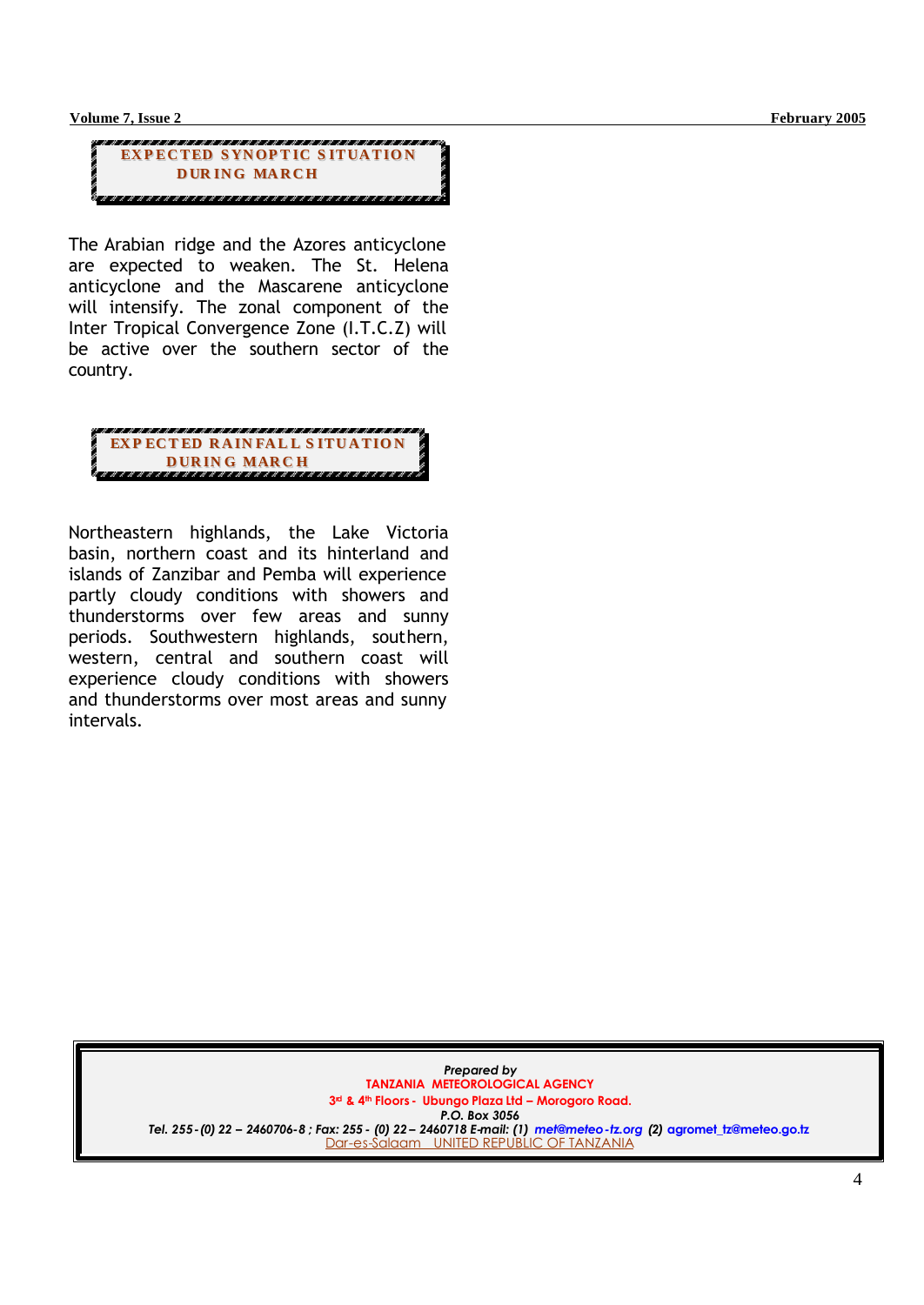## EXPECTED SYNOPTIC SITUATION DURING MARCH

The Arabian ridge and the Azores anticyclone are expected to weaken. The St. Helena anticyclone and the Mascarene anticyclone will intensify. The zonal component of the Inter Tropical Convergence Zone (I.T.C.Z) will be active over the southern sector of the country.

## EXPECTED RAINFALL SITUATION DURING MARCH

Northeastern highlands, the Lake Victoria basin, northern coast and its hinterland and islands of Zanzibar and Pemba will experience partly cloudy conditions with showers and thunderstorms over few areas and sunny periods. Southwestern highlands, southern, western, central and southern coast will experience cloudy conditions with showers and thunderstorms over most areas and sunny intervals.

*Prepared by*
**TANZANIA METEOROLOGICAL AGENCY**
3rd & 4th Floors - Ubungo Plaza Ltd – Morogoro Road.
*P.O. Box 3056*
*Tel. 255-(0) 22 – 2460706-8 ; Fax: 255 - (0) 22 – 2460718 E-mail: (1) met@meteo-tz.org (2) agromet_tz@meteo.go.tz*
Dar-es-Salaam UNITED REPUBLIC OF TANZANIA